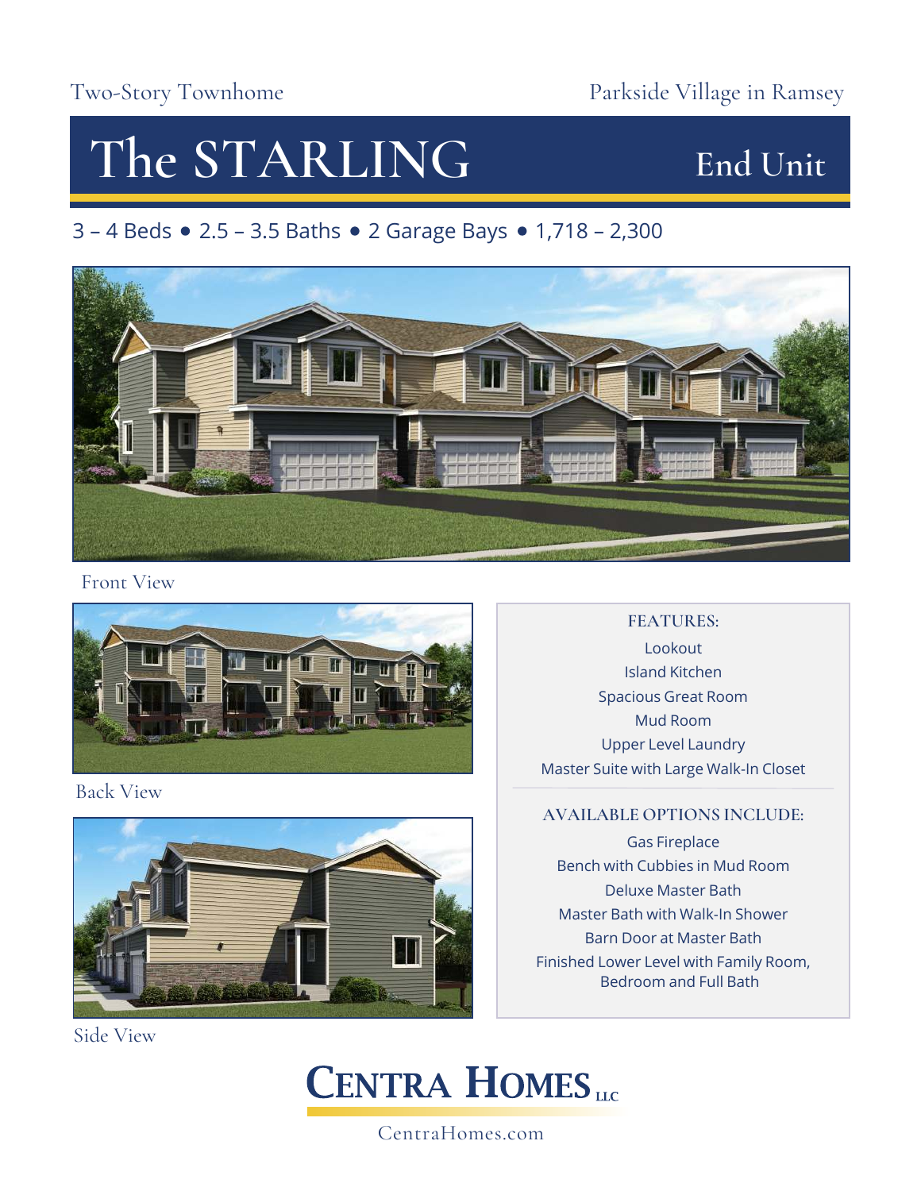Two-Story Townhome

Parkside Village in Ramsey

# The STARLING

## End Unit

3 – 4 Beds • 2.5 – 3.5 Baths • 2 Garage Bays • 1,718 – 2,300

Front View

Back View

Side View

### FEATURES:

Lookout
Island Kitchen
Spacious Great Room
Mud Room
Upper Level Laundry
Master Suite with Large Walk-In Closet

### AVAILABLE OPTIONS INCLUDE:

Gas Fireplace
Bench with Cubbies in Mud Room
Deluxe Master Bath
Master Bath with Walk-In Shower
Barn Door at Master Bath
Finished Lower Level with Family Room, Bedroom and Full Bath

**CENTRA HOMES LLC**

CentraHomes.com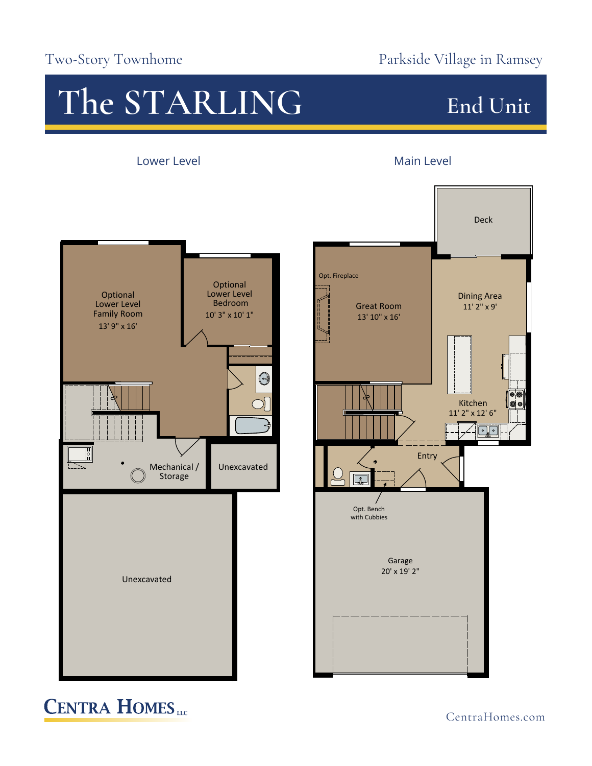Two-Story Townhome

Parkside Village in Ramsey

# The STARLING

## End Unit

### Lower Level

Optional Lower Level Family Room
13' 9" x 16'

Optional Lower Level Bedroom
10' 3" x 10' 1"

Mechanical / Storage

Unexcavated

Unexcavated

### Main Level

Deck

Opt. Fireplace

Great Room
13' 10" x 16'

Dining Area
11' 2" x 9'

Kitchen
11' 2" x 12' 6"

Entry

Opt. Bench with Cubbies

Garage
20' x 19' 2"

**CENTRA HOMES** LLC

CentraHomes.com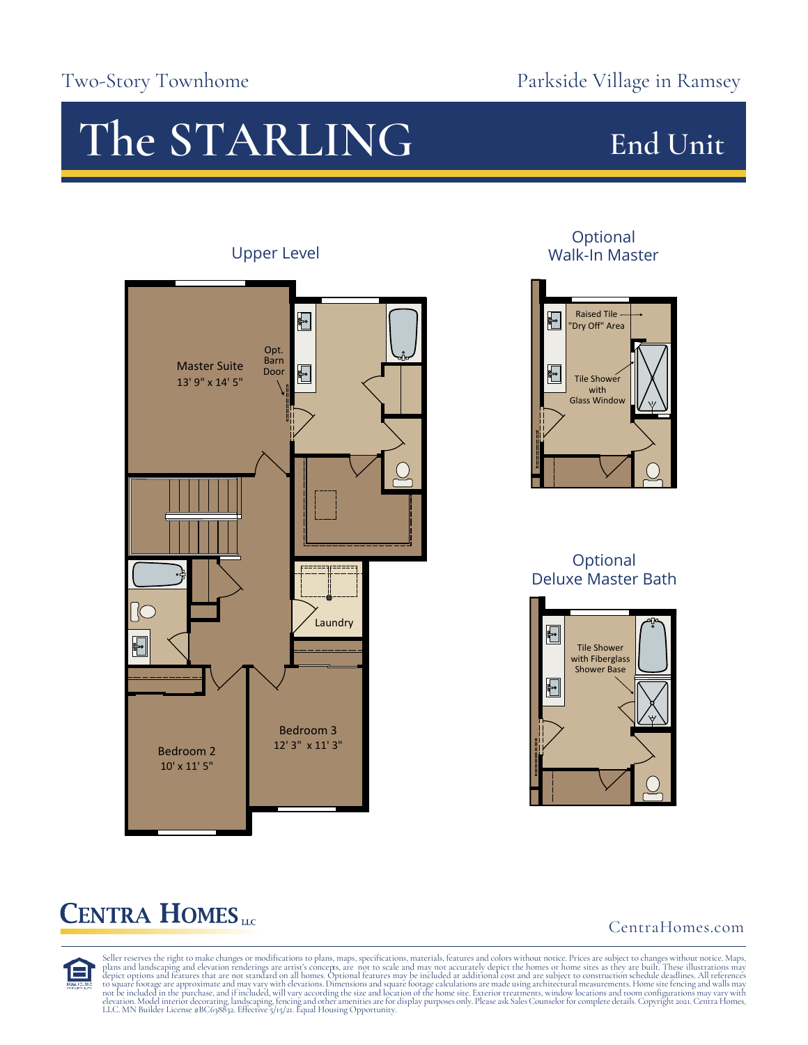Two-Story Townhome

Parkside Village in Ramsey

# The STARLING

## End Unit

### Upper Level

Master Suite
13' 9" x 14' 5"

Opt. Barn Door

Laundry

Bedroom 2
10' x 11' 5"

Bedroom 3
12' 3" x 11' 3"

### Optional Walk-In Master

Raised Tile "Dry Off" Area

Tile Shower with Glass Window

### Optional Deluxe Master Bath

Tile Shower with Fiberglass Shower Base

**CENTRA HOMES LLC**

CentraHomes.com

Seller reserves the right to make changes or modifications to plans, maps, specifications, materials, features and colors without notice. Prices are subject to changes without notice. Maps, plans and landscaping and elevation renderings are artist's concepts, are not to scale and may not accurately depict the homes or home sites as they are built. These illustrations may depict options and features that are not standard on all homes. Optional features may be included at additional cost and are subject to construction schedule deadlines. All references to square footage are approximate and may vary with elevations. Dimensions and square footage calculations are made using architectural measurements. Home site fencing and walls may not be included in the purchase, and if included, will vary according the size and location of the home site. Exterior treatments, window locations and room configurations may vary with elevation. Model interior decorating, landscaping, fencing and other amenities are for display purposes only. Please ask Sales Counselor for complete details. Copyright 2021. Centra Homes, LLC. MN Builder License #BC638832. Effective 5/15/21. Equal Housing Opportunity.